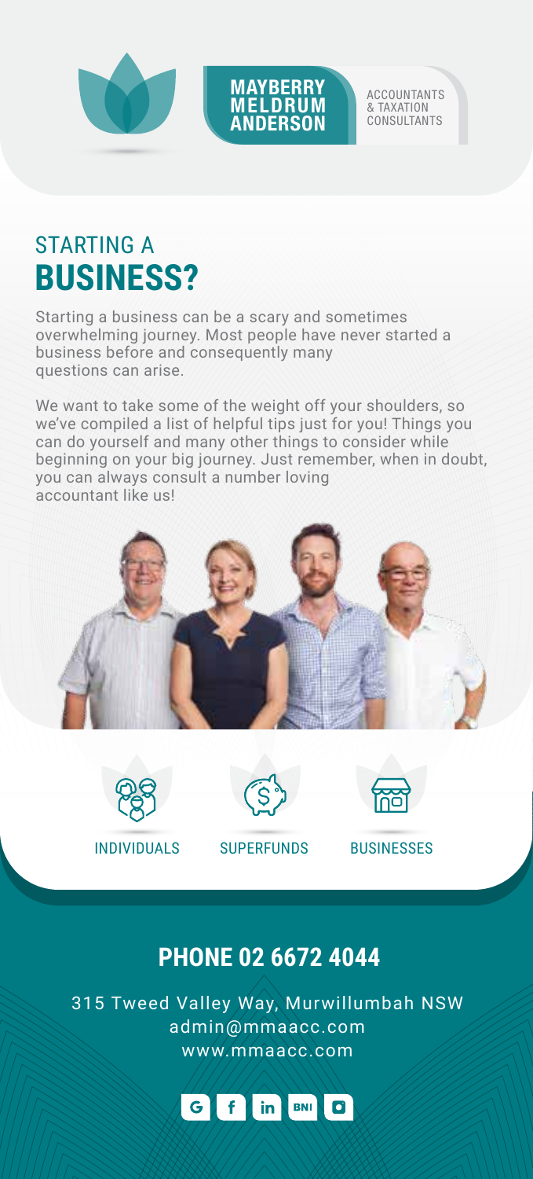MAYBERRY MELDRUM ANDERSON

ACCOUNTANTS & TAXATION CONSULTANTS

# STARTING A **BUSINESS?**

Starting a business can be a scary and sometimes overwhelming journey. Most people have never started a business before and consequently many questions can arise.

We want to take some of the weight off your shoulders, so we've compiled a list of helpful tips just for you! Things you can do yourself and many other things to consider while beginning on your big journey. Just remember, when in doubt, you can always consult a number loving accountant like us!

INDIVIDUALS SUPERFUNDS BUSINESSES

## PHONE 02 6672 4044

315 Tweed Valley Way, Murwillumbah NSW
admin@mmaacc.com
www.mmaacc.com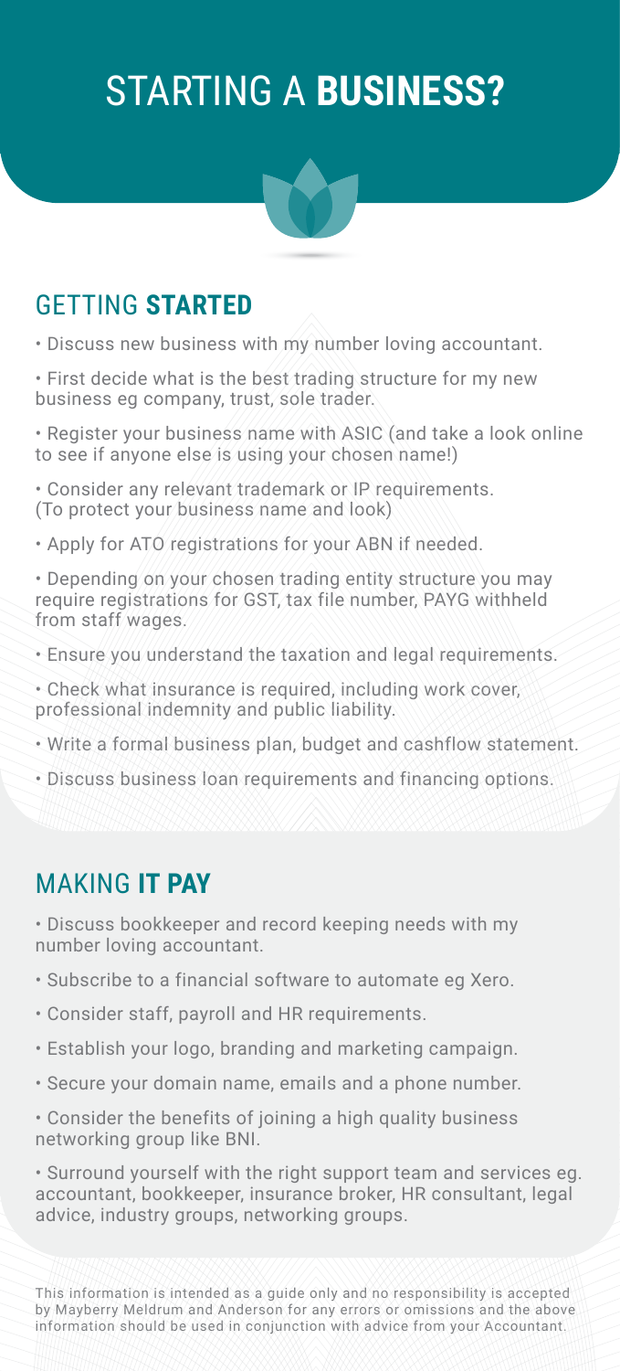# STARTING A **BUSINESS?**

## GETTING **STARTED**

- Discuss new business with my number loving accountant.
- First decide what is the best trading structure for my new business eg company, trust, sole trader.
- Register your business name with ASIC (and take a look online to see if anyone else is using your chosen name!)
- Consider any relevant trademark or IP requirements. (To protect your business name and look)
- Apply for ATO registrations for your ABN if needed.
- Depending on your chosen trading entity structure you may require registrations for GST, tax file number, PAYG withheld from staff wages.
- Ensure you understand the taxation and legal requirements.
- Check what insurance is required, including work cover, professional indemnity and public liability.
- Write a formal business plan, budget and cashflow statement.
- Discuss business loan requirements and financing options.

## MAKING **IT PAY**

- Discuss bookkeeper and record keeping needs with my number loving accountant.
- Subscribe to a financial software to automate eg Xero.
- Consider staff, payroll and HR requirements.
- Establish your logo, branding and marketing campaign.
- Secure your domain name, emails and a phone number.
- Consider the benefits of joining a high quality business networking group like BNI.
- Surround yourself with the right support team and services eg. accountant, bookkeeper, insurance broker, HR consultant, legal advice, industry groups, networking groups.

This information is intended as a guide only and no responsibility is accepted by Mayberry Meldrum and Anderson for any errors or omissions and the above information should be used in conjunction with advice from your Accountant.